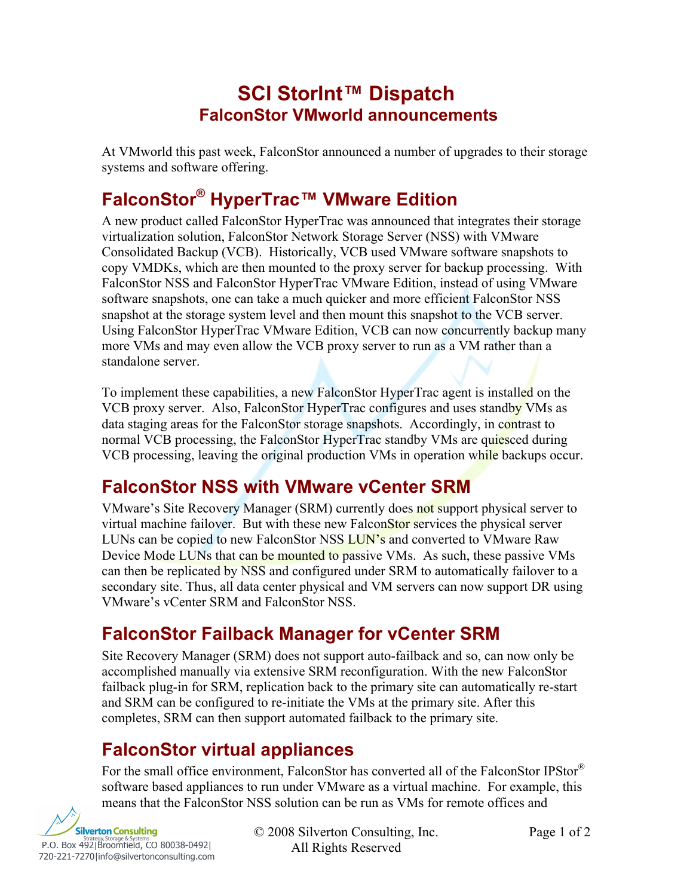# SCI StorInt™ Dispatch
## FalconStor VMworld announcements

At VMworld this past week, FalconStor announced a number of upgrades to their storage systems and software offering.

## FalconStor® HyperTrac™ VMware Edition

A new product called FalconStor HyperTrac was announced that integrates their storage virtualization solution, FalconStor Network Storage Server (NSS) with VMware Consolidated Backup (VCB). Historically, VCB used VMware software snapshots to copy VMDKs, which are then mounted to the proxy server for backup processing. With FalconStor NSS and FalconStor HyperTrac VMware Edition, instead of using VMware software snapshots, one can take a much quicker and more efficient FalconStor NSS snapshot at the storage system level and then mount this snapshot to the VCB server. Using FalconStor HyperTrac VMware Edition, VCB can now concurrently backup many more VMs and may even allow the VCB proxy server to run as a VM rather than a standalone server.

To implement these capabilities, a new FalconStor HyperTrac agent is installed on the VCB proxy server. Also, FalconStor HyperTrac configures and uses standby VMs as data staging areas for the FalconStor storage snapshots. Accordingly, in contrast to normal VCB processing, the FalconStor HyperTrac standby VMs are quiesced during VCB processing, leaving the original production VMs in operation while backups occur.

## FalconStor NSS with VMware vCenter SRM

VMware's Site Recovery Manager (SRM) currently does not support physical server to virtual machine failover. But with these new FalconStor services the physical server LUNs can be copied to new FalconStor NSS LUN's and converted to VMware Raw Device Mode LUNs that can be mounted to passive VMs. As such, these passive VMs can then be replicated by NSS and configured under SRM to automatically failover to a secondary site. Thus, all data center physical and VM servers can now support DR using VMware's vCenter SRM and FalconStor NSS.

## FalconStor Failback Manager for vCenter SRM

Site Recovery Manager (SRM) does not support auto-failback and so, can now only be accomplished manually via extensive SRM reconfiguration. With the new FalconStor failback plug-in for SRM, replication back to the primary site can automatically re-start and SRM can be configured to re-initiate the VMs at the primary site. After this completes, SRM can then support automated failback to the primary site.

## FalconStor virtual appliances

For the small office environment, FalconStor has converted all of the FalconStor IPStor® software based appliances to run under VMware as a virtual machine. For example, this means that the FalconStor NSS solution can be run as VMs for remote offices and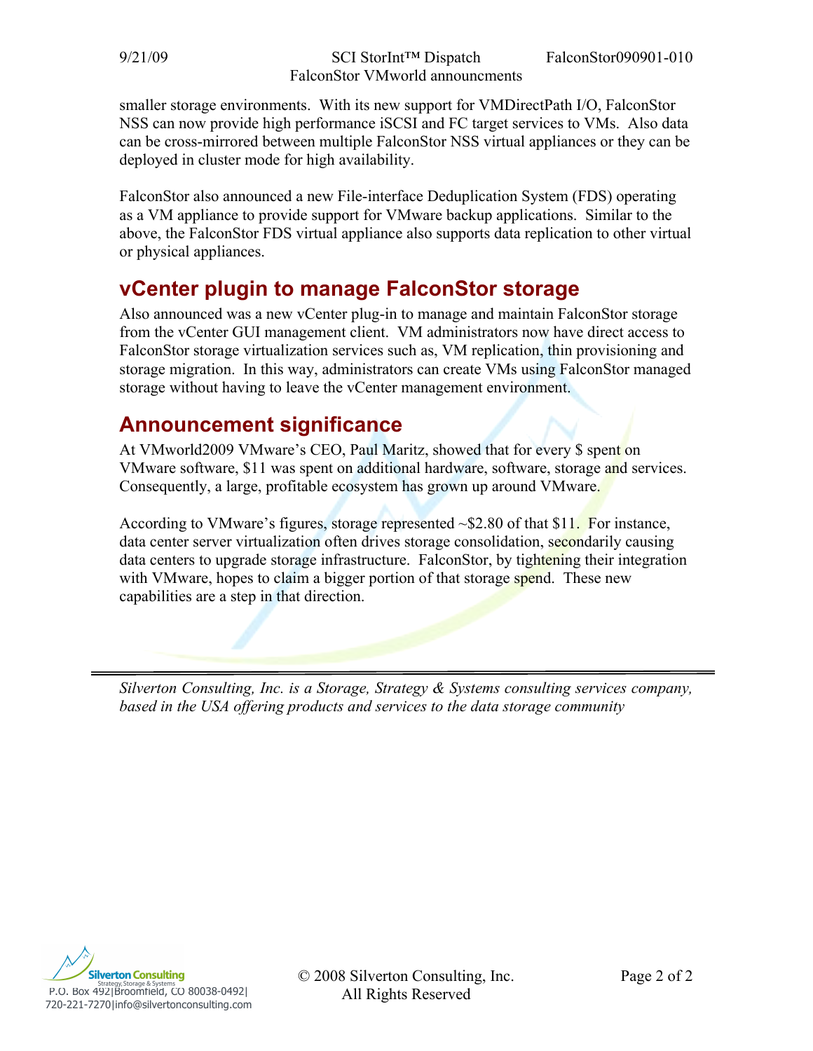smaller storage environments. With its new support for VMDirectPath I/O, FalconStor NSS can now provide high performance iSCSI and FC target services to VMs. Also data can be cross-mirrored between multiple FalconStor NSS virtual appliances or they can be deployed in cluster mode for high availability.

FalconStor also announced a new File-interface Deduplication System (FDS) operating as a VM appliance to provide support for VMware backup applications. Similar to the above, the FalconStor FDS virtual appliance also supports data replication to other virtual or physical appliances.

## vCenter plugin to manage FalconStor storage

Also announced was a new vCenter plug-in to manage and maintain FalconStor storage from the vCenter GUI management client. VM administrators now have direct access to FalconStor storage virtualization services such as, VM replication, thin provisioning and storage migration. In this way, administrators can create VMs using FalconStor managed storage without having to leave the vCenter management environment.

## Announcement significance

At VMworld2009 VMware's CEO, Paul Maritz, showed that for every $ spent on VMware software, $11 was spent on additional hardware, software, storage and services. Consequently, a large, profitable ecosystem has grown up around VMware.

According to VMware's figures, storage represented ~$2.80 of that $11. For instance, data center server virtualization often drives storage consolidation, secondarily causing data centers to upgrade storage infrastructure. FalconStor, by tightening their integration with VMware, hopes to claim a bigger portion of that storage spend. These new capabilities are a step in that direction.

---

*Silverton Consulting, Inc. is a Storage, Strategy & Systems consulting services company, based in the USA offering products and services to the data storage community*